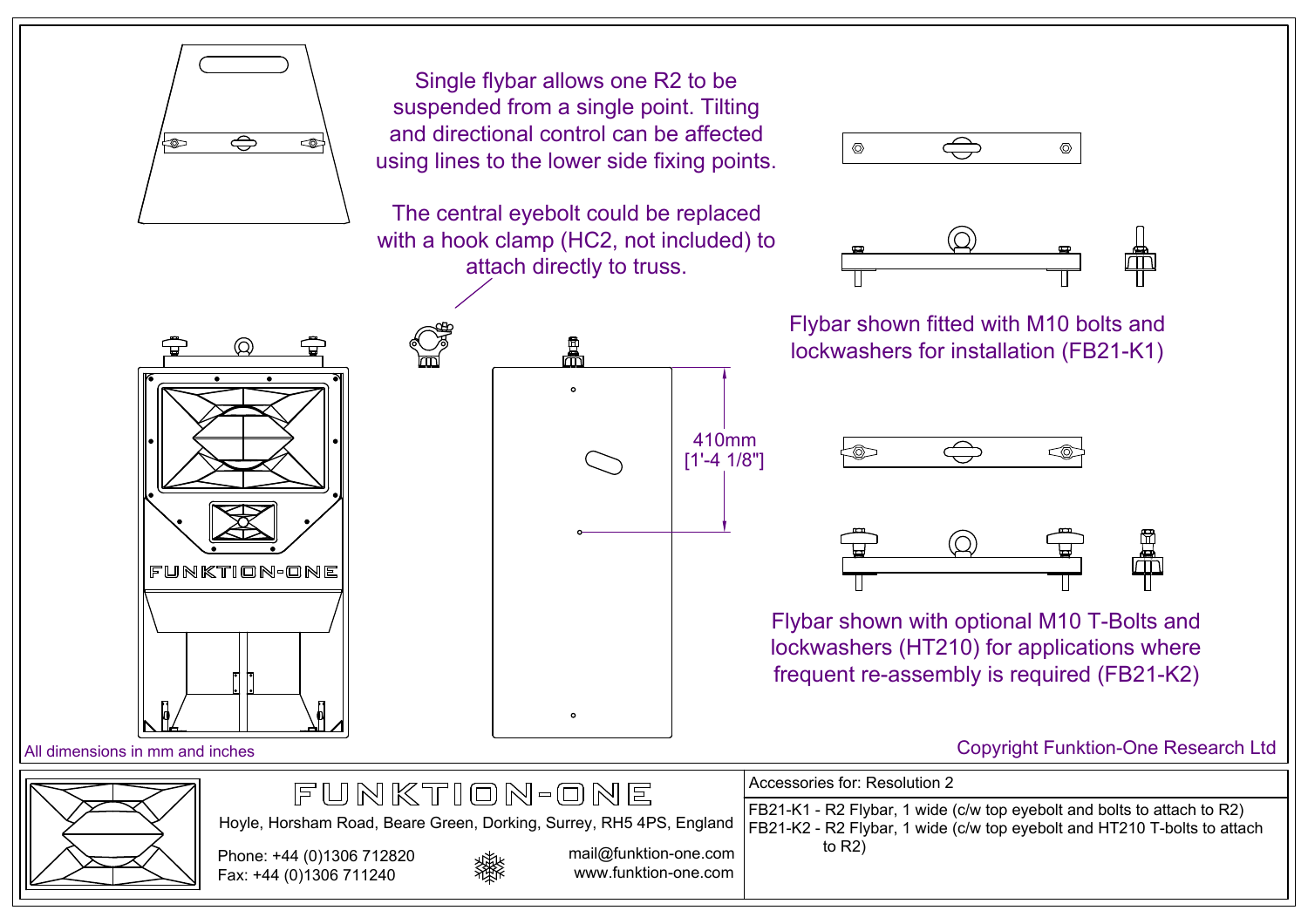Single flybar allows one R2 to be suspended from a single point. Tilting and directional control can be affected using lines to the lower side fixing points.

The central eyebolt could be replaced with a hook clamp (HC2, not included) to attach directly to truss.

410mm
[1'-4 1/8"]

Flybar shown fitted with M10 bolts and lockwashers for installation (FB21-K1)

Flybar shown with optional M10 T-Bolts and lockwashers (HT210) for applications where frequent re-assembly is required (FB21-K2)

All dimensions in mm and inches

Copyright Funktion-One Research Ltd

FUNKTION-ONE

Hoyle, Horsham Road, Beare Green, Dorking, Surrey, RH5 4PS, England

Phone: +44 (0)1306 712820
Fax: +44 (0)1306 711240

mail@funktion-one.com
www.funktion-one.com

Accessories for: Resolution 2

FB21-K1 - R2 Flybar, 1 wide (c/w top eyebolt and bolts to attach to R2)
FB21-K2 - R2 Flybar, 1 wide (c/w top eyebolt and HT210 T-bolts to attach to R2)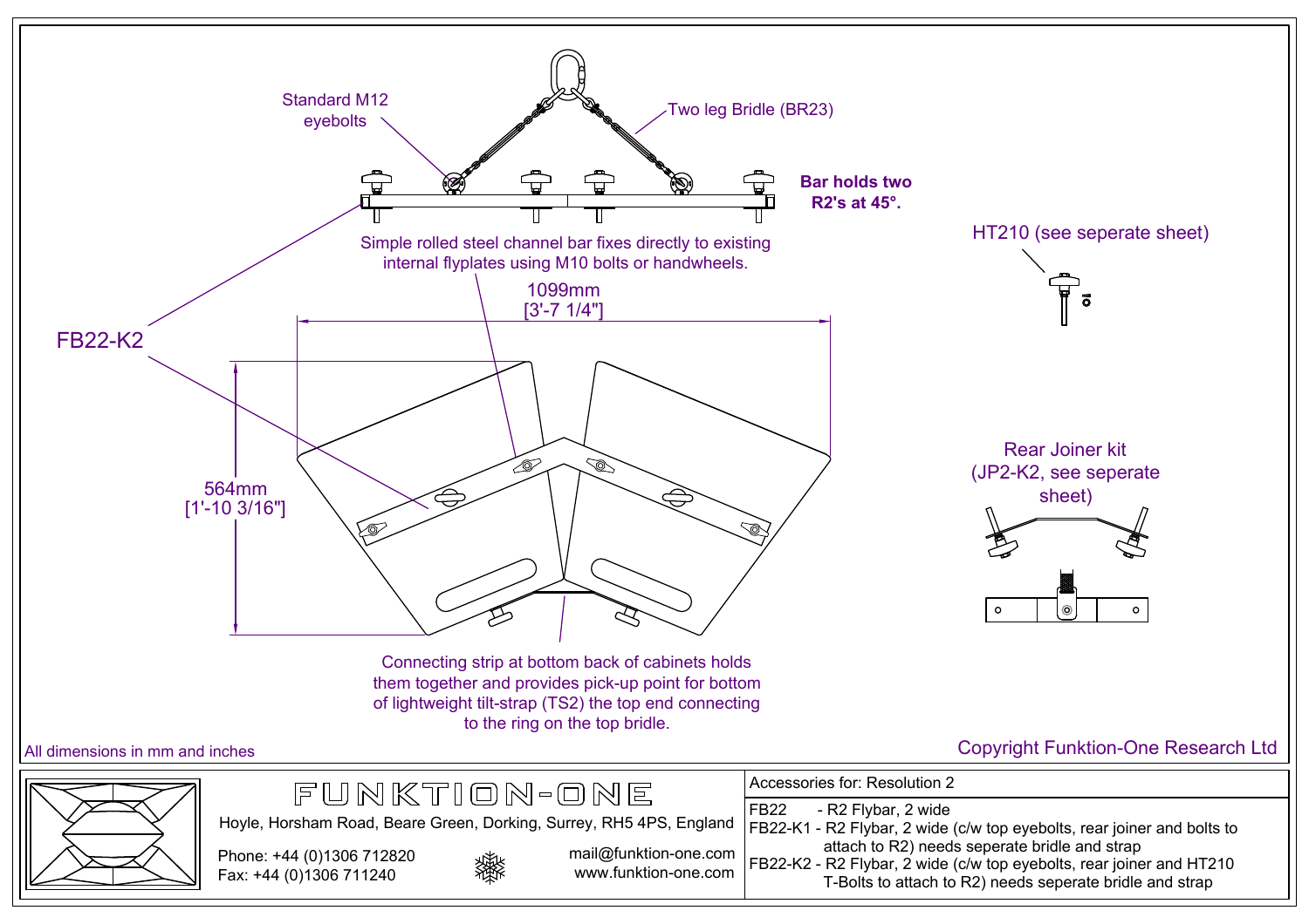Standard M12 eyebolts

Two leg Bridle (BR23)

**Bar holds two R2's at 45°.**

HT210 (see seperate sheet)

Simple rolled steel channel bar fixes directly to existing internal flyplates using M10 bolts or handwheels.

1099mm [3'-7 1/4"]

FB22-K2

564mm [1'-10 3/16"]

Rear Joiner kit (JP2-K2, see seperate sheet)

Connecting strip at bottom back of cabinets holds them together and provides pick-up point for bottom of lightweight tilt-strap (TS2) the top end connecting to the ring on the top bridle.

All dimensions in mm and inches

Copyright Funktion-One Research Ltd

FUNKTION-ONE

Hoyle, Horsham Road, Beare Green, Dorking, Surrey, RH5 4PS, England

Phone: +44 (0)1306 712820
Fax: +44 (0)1306 711240

mail@funktion-one.com
www.funktion-one.com

Accessories for: Resolution 2

- FB22 - R2 Flybar, 2 wide
- FB22-K1 - R2 Flybar, 2 wide (c/w top eyebolts, rear joiner and bolts to attach to R2) needs seperate bridle and strap
- FB22-K2 - R2 Flybar, 2 wide (c/w top eyebolts, rear joiner and HT210 T-Bolts to attach to R2) needs seperate bridle and strap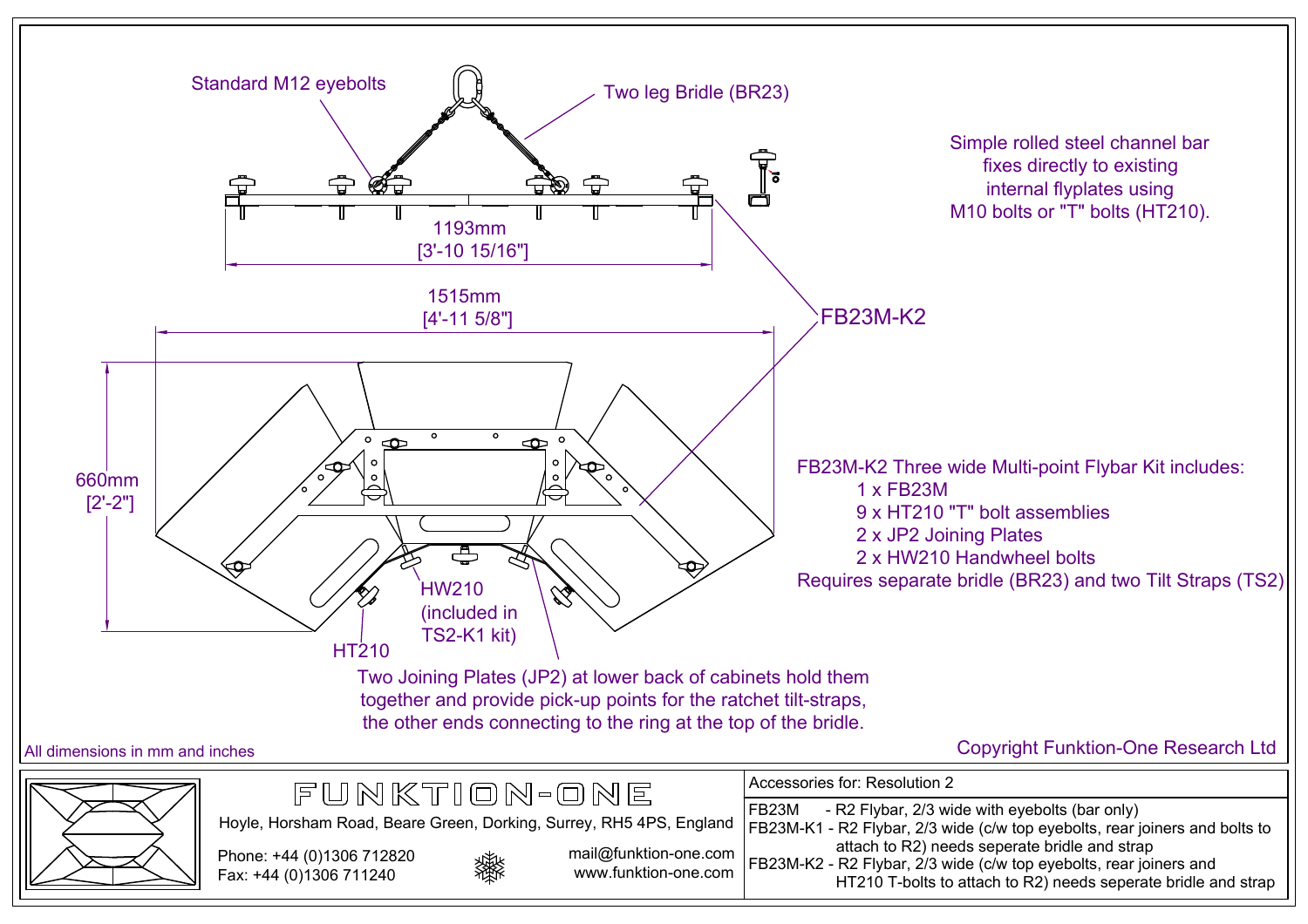Standard M12 eyebolts

Two leg Bridle (BR23)

1193mm
[3'-10 15/16"]

Simple rolled steel channel bar fixes directly to existing internal flyplates using M10 bolts or "T" bolts (HT210).

1515mm
[4'-11 5/8"]

FB23M-K2

660mm
[2'-2"]

FB23M-K2 Three wide Multi-point Flybar Kit includes:

- 1 x FB23M
- 9 x HT210 "T" bolt assemblies
- 2 x JP2 Joining Plates
- 2 x HW210 Handwheel bolts

Requires separate bridle (BR23) and two Tilt Straps (TS2)

HW210
(included in TS2-K1 kit)

HT210

Two Joining Plates (JP2) at lower back of cabinets hold them together and provide pick-up points for the ratchet tilt-straps, the other ends connecting to the ring at the top of the bridle.

All dimensions in mm and inches

Copyright Funktion-One Research Ltd

FUNKTION-ONE

Hoyle, Horsham Road, Beare Green, Dorking, Surrey, RH5 4PS, England

Phone: +44 (0)1306 712820
Fax: +44 (0)1306 711240

mail@funktion-one.com
www.funktion-one.com

Accessories for: Resolution 2

FB23M - R2 Flybar, 2/3 wide with eyebolts (bar only)
FB23M-K1 - R2 Flybar, 2/3 wide (c/w top eyebolts, rear joiners and bolts to attach to R2) needs seperate bridle and strap
FB23M-K2 - R2 Flybar, 2/3 wide (c/w top eyebolts, rear joiners and HT210 T-bolts to attach to R2) needs seperate bridle and strap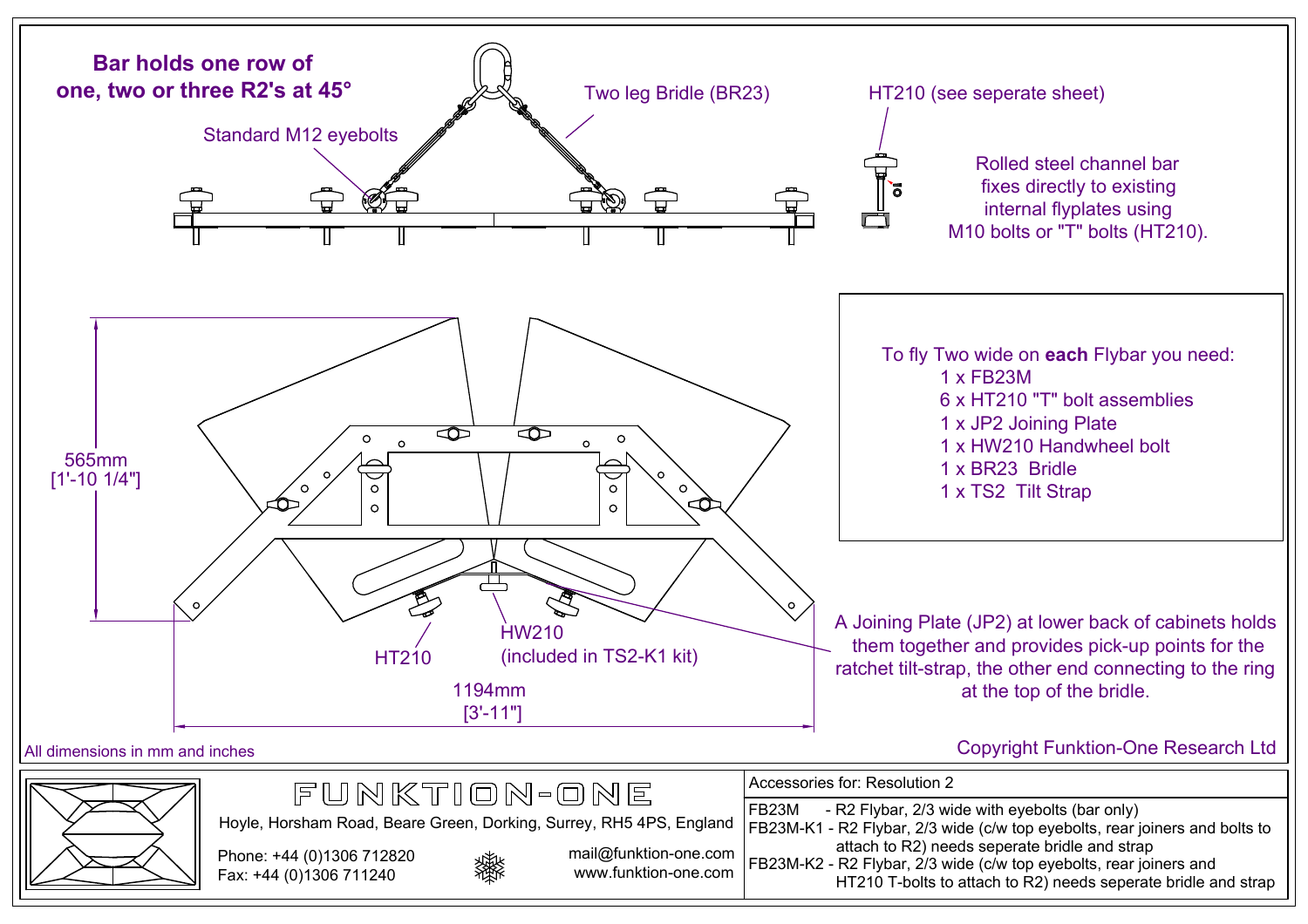## Bar holds one row of one, two or three R2's at 45°

Standard M12 eyebolts

Two leg Bridle (BR23)

HT210 (see seperate sheet)

Rolled steel channel bar fixes directly to existing internal flyplates using M10 bolts or "T" bolts (HT210).

565mm [1'-10 1/4"]

1194mm [3'-11"]

HT210

HW210 (included in TS2-K1 kit)

To fly Two wide on **each** Flybar you need:

- 1 x FB23M
- 6 x HT210 "T" bolt assemblies
- 1 x JP2 Joining Plate
- 1 x HW210 Handwheel bolt
- 1 x BR23 Bridle
- 1 x TS2 Tilt Strap

A Joining Plate (JP2) at lower back of cabinets holds them together and provides pick-up points for the ratchet tilt-strap, the other end connecting to the ring at the top of the bridle.

All dimensions in mm and inches

Copyright Funktion-One Research Ltd

FUNKTION-ONE

Hoyle, Horsham Road, Beare Green, Dorking, Surrey, RH5 4PS, England

Phone: +44 (0)1306 712820
Fax: +44 (0)1306 711240

mail@funktion-one.com
www.funktion-one.com

Accessories for: Resolution 2

- FB23M - R2 Flybar, 2/3 wide with eyebolts (bar only)
- FB23M-K1 - R2 Flybar, 2/3 wide (c/w top eyebolts, rear joiners and bolts to attach to R2) needs seperate bridle and strap
- FB23M-K2 - R2 Flybar, 2/3 wide (c/w top eyebolts, rear joiners and HT210 T-bolts to attach to R2) needs seperate bridle and strap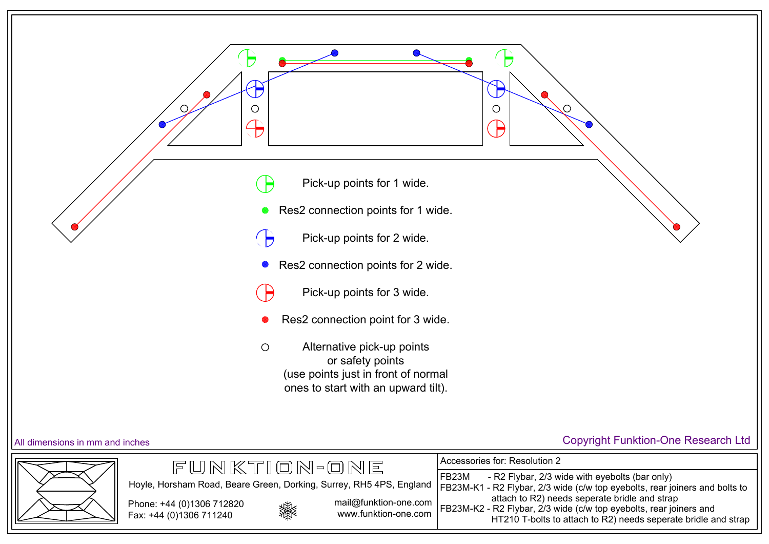Pick-up points for 1 wide.

Res2 connection points for 1 wide.

Pick-up points for 2 wide.

Res2 connection points for 2 wide.

Pick-up points for 3 wide.

Res2 connection point for 3 wide.

Alternative pick-up points
or safety points
(use points just in front of normal
ones to start with an upward tilt).

All dimensions in mm and inches

Copyright Funktion-One Research Ltd

FUNKTION-ONE

Hoyle, Horsham Road, Beare Green, Dorking, Surrey, RH5 4PS, England

Phone: +44 (0)1306 712820
Fax: +44 (0)1306 711240

mail@funktion-one.com
www.funktion-one.com

Accessories for: Resolution 2

FB23M - R2 Flybar, 2/3 wide with eyebolts (bar only)
FB23M-K1 - R2 Flybar, 2/3 wide (c/w top eyebolts, rear joiners and bolts to attach to R2) needs seperate bridle and strap
FB23M-K2 - R2 Flybar, 2/3 wide (c/w top eyebolts, rear joiners and HT210 T-bolts to attach to R2) needs seperate bridle and strap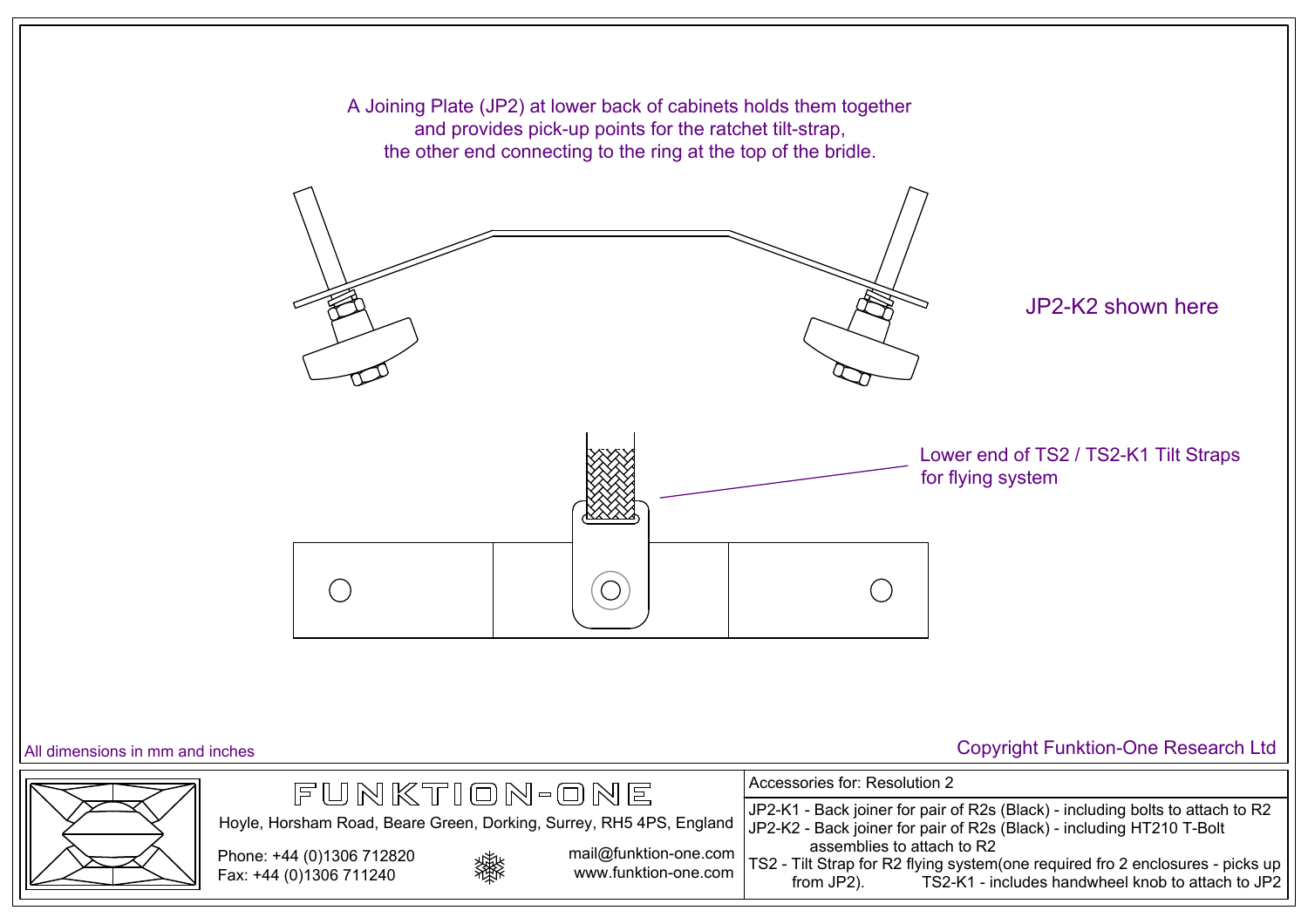A Joining Plate (JP2) at lower back of cabinets holds them together and provides pick-up points for the ratchet tilt-strap, the other end connecting to the ring at the top of the bridle.

JP2-K2 shown here

Lower end of TS2 / TS2-K1 Tilt Straps for flying system

All dimensions in mm and inches

Copyright Funktion-One Research Ltd

FUNKTION-ONE

Hoyle, Horsham Road, Beare Green, Dorking, Surrey, RH5 4PS, England

Phone: +44 (0)1306 712820
Fax: +44 (0)1306 711240

mail@funktion-one.com
www.funktion-one.com

Accessories for: Resolution 2

JP2-K1 - Back joiner for pair of R2s (Black) - including bolts to attach to R2
JP2-K2 - Back joiner for pair of R2s (Black) - including HT210 T-Bolt assemblies to attach to R2
TS2 - Tilt Strap for R2 flying system(one required fro 2 enclosures - picks up from JP2). TS2-K1 - includes handwheel knob to attach to JP2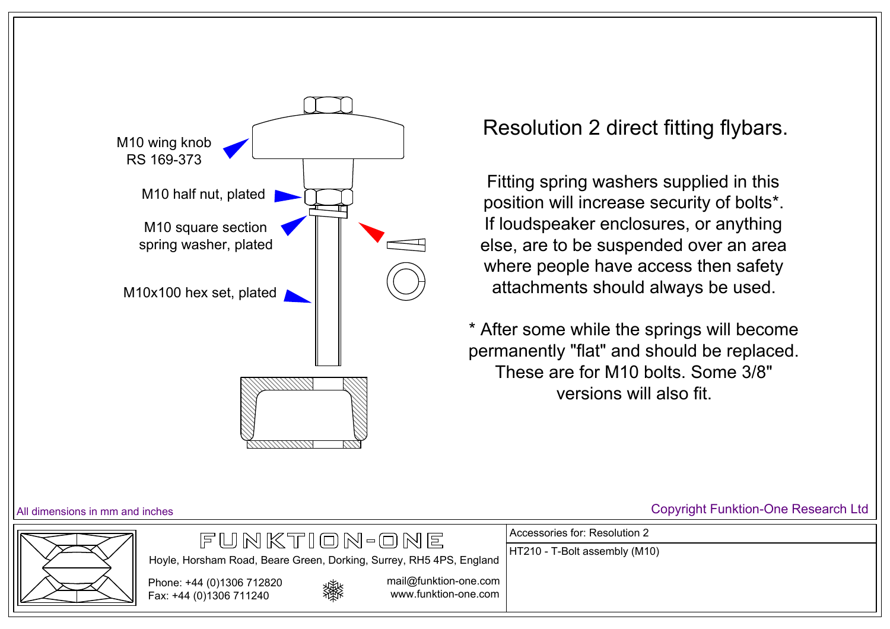# Resolution 2 direct fitting flybars.

M10 wing knob
RS 169-373

M10 half nut, plated

M10 square section
spring washer, plated

M10x100 hex set, plated

Fitting spring washers supplied in this position will increase security of bolts*. If loudspeaker enclosures, or anything else, are to be suspended over an area where people have access then safety attachments should always be used.

* After some while the springs will become permanently "flat" and should be replaced. These are for M10 bolts. Some 3/8" versions will also fit.

All dimensions in mm and inches

Copyright Funktion-One Research Ltd

FUNKTION-ONE

Hoyle, Horsham Road, Beare Green, Dorking, Surrey, RH5 4PS, England

Phone: +44 (0)1306 712820
Fax: +44 (0)1306 711240

mail@funktion-one.com
www.funktion-one.com

Accessories for: Resolution 2

HT210 - T-Bolt assembly (M10)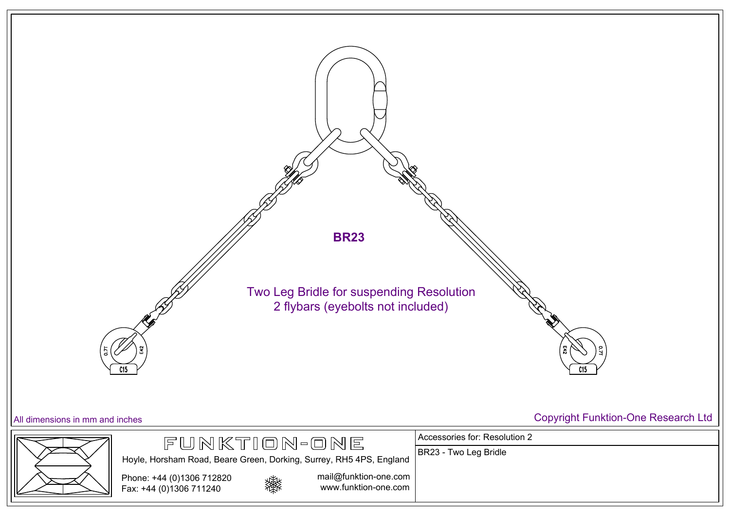**BR23**

Two Leg Bridle for suspending Resolution 2 flybars (eyebolts not included)

0.7T

E42

C15

0.7T

E42

C15

All dimensions in mm and inches

Copyright Funktion-One Research Ltd

FUNKTION-ONE

Hoyle, Horsham Road, Beare Green, Dorking, Surrey, RH5 4PS, England

Phone: +44 (0)1306 712820
Fax: +44 (0)1306 711240

mail@funktion-one.com
www.funktion-one.com

Accessories for: Resolution 2

BR23 - Two Leg Bridle